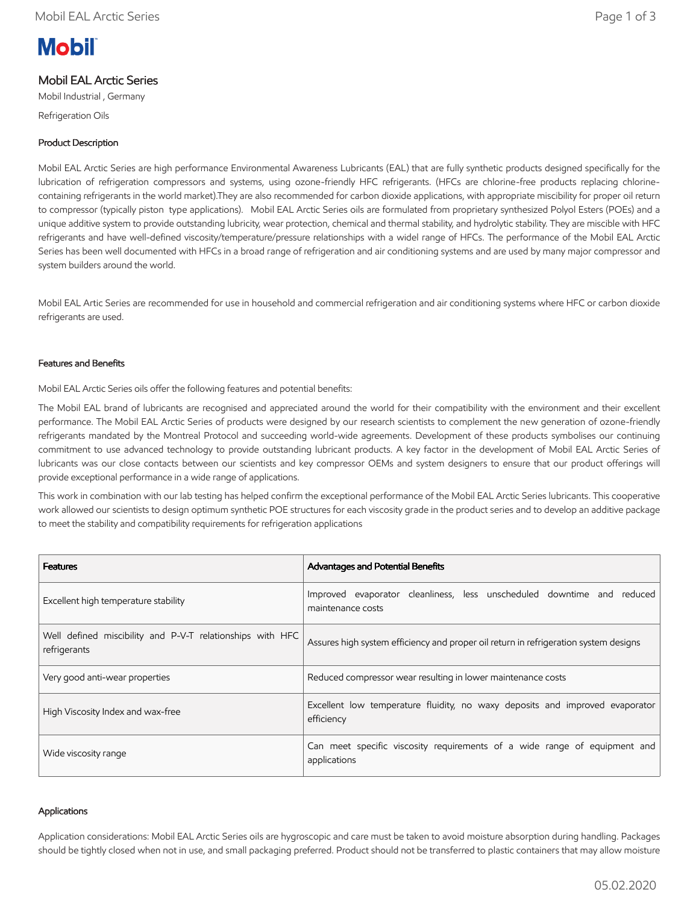# Mobil EAL Arctic Series

Mobil Industrial , Germany

Refrigeration Oils

## Product Description

Mobil EAL Arctic Series are high performance Environmental Awareness Lubricants (EAL) that are fully synthetic products designed specifically for the lubrication of refrigeration compressors and systems, using ozone-friendly HFC refrigerants. (HFCs are chlorine-free products replacing chlorine-containing refrigerants in the world market).They are also recommended for carbon dioxide applications, with appropriate miscibility for proper oil return to compressor (typically piston type applications). Mobil EAL Arctic Series oils are formulated from proprietary synthesized Polyol Esters (POEs) and a unique additive system to provide outstanding lubricity, wear protection, chemical and thermal stability, and hydrolytic stability. They are miscible with HFC refrigerants and have well-defined viscosity/temperature/pressure relationships with a widel range of HFCs. The performance of the Mobil EAL Arctic Series has been well documented with HFCs in a broad range of refrigeration and air conditioning systems and are used by many major compressor and system builders around the world.

Mobil EAL Artic Series are recommended for use in household and commercial refrigeration and air conditioning systems where HFC or carbon dioxide refrigerants are used.

## Features and Benefits

Mobil EAL Arctic Series oils offer the following features and potential benefits:

The Mobil EAL brand of lubricants are recognised and appreciated around the world for their compatibility with the environment and their excellent performance. The Mobil EAL Arctic Series of products were designed by our research scientists to complement the new generation of ozone-friendly refrigerants mandated by the Montreal Protocol and succeeding world-wide agreements. Development of these products symbolises our continuing commitment to use advanced technology to provide outstanding lubricant products. A key factor in the development of Mobil EAL Arctic Series of lubricants was our close contacts between our scientists and key compressor OEMs and system designers to ensure that our product offerings will provide exceptional performance in a wide range of applications.

This work in combination with our lab testing has helped confirm the exceptional performance of the Mobil EAL Arctic Series lubricants. This cooperative work allowed our scientists to design optimum synthetic POE structures for each viscosity grade in the product series and to develop an additive package to meet the stability and compatibility requirements for refrigeration applications

| Features | Advantages and Potential Benefits |
|---|---|
| Excellent high temperature stability | Improved evaporator cleanliness, less unscheduled downtime and reduced maintenance costs |
| Well defined miscibility and P-V-T relationships with HFC refrigerants | Assures high system efficiency and proper oil return in refrigeration system designs |
| Very good anti-wear properties | Reduced compressor wear resulting in lower maintenance costs |
| High Viscosity Index and wax-free | Excellent low temperature fluidity, no waxy deposits and improved evaporator efficiency |
| Wide viscosity range | Can meet specific viscosity requirements of a wide range of equipment and applications |

## Applications

Application considerations: Mobil EAL Arctic Series oils are hygroscopic and care must be taken to avoid moisture absorption during handling. Packages should be tightly closed when not in use, and small packaging preferred. Product should not be transferred to plastic containers that may allow moisture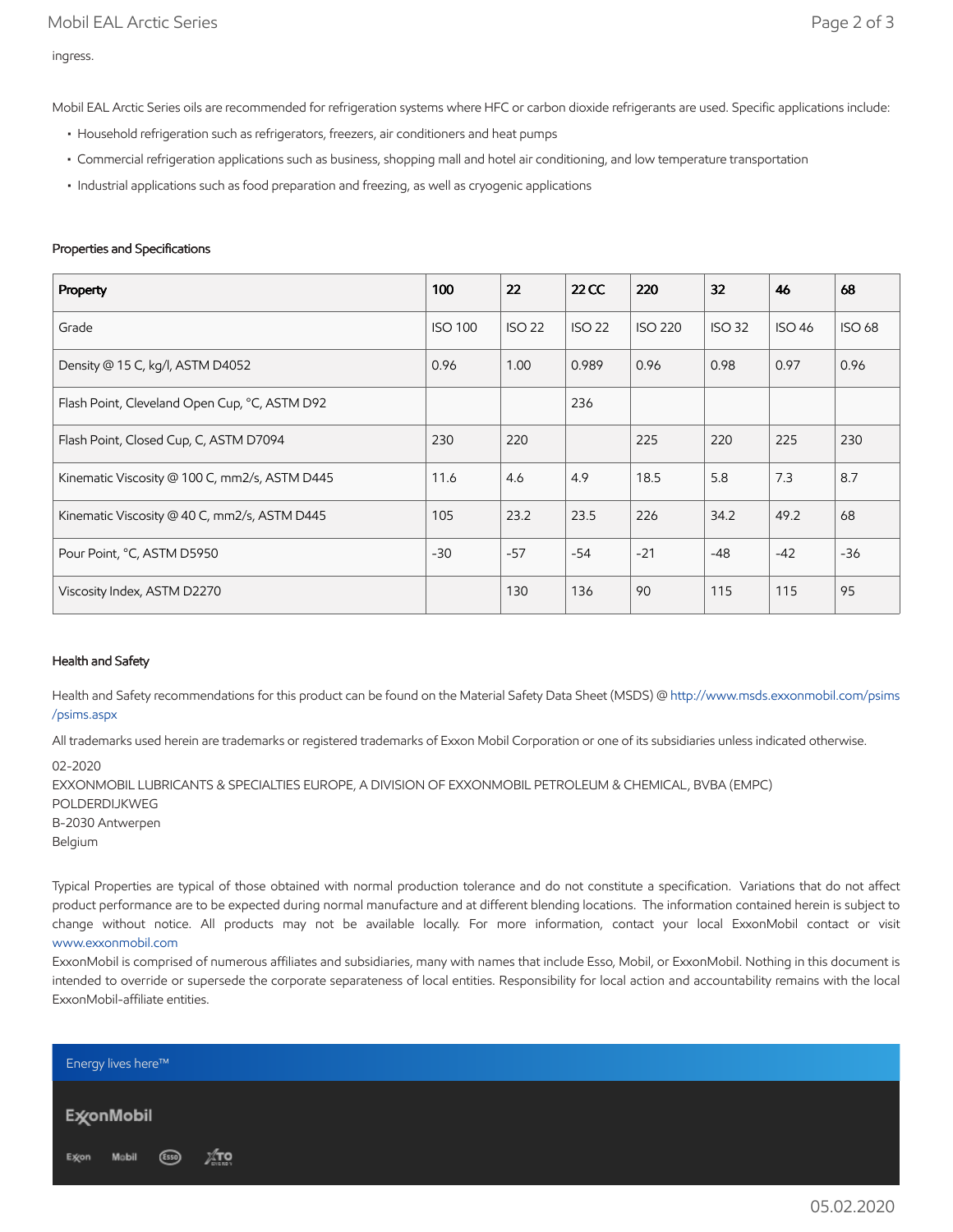ingress.

Mobil EAL Arctic Series oils are recommended for refrigeration systems where HFC or carbon dioxide refrigerants are used. Specific applications include:

- Household refrigeration such as refrigerators, freezers, air conditioners and heat pumps
- Commercial refrigeration applications such as business, shopping mall and hotel air conditioning, and low temperature transportation
- Industrial applications such as food preparation and freezing, as well as cryogenic applications

### Properties and Specifications

| Property | 100 | 22 | 22 CC | 220 | 32 | 46 | 68 |
|---|---|---|---|---|---|---|---|
| Grade | ISO 100 | ISO 22 | ISO 22 | ISO 220 | ISO 32 | ISO 46 | ISO 68 |
| Density @ 15 C, kg/l, ASTM D4052 | 0.96 | 1.00 | 0.989 | 0.96 | 0.98 | 0.97 | 0.96 |
| Flash Point, Cleveland Open Cup, °C, ASTM D92 | | | 236 | | | | |
| Flash Point, Closed Cup, C, ASTM D7094 | 230 | 220 | | 225 | 220 | 225 | 230 |
| Kinematic Viscosity @ 100 C, mm2/s, ASTM D445 | 11.6 | 4.6 | 4.9 | 18.5 | 5.8 | 7.3 | 8.7 |
| Kinematic Viscosity @ 40 C, mm2/s, ASTM D445 | 105 | 23.2 | 23.5 | 226 | 34.2 | 49.2 | 68 |
| Pour Point, °C, ASTM D5950 | -30 | -57 | -54 | -21 | -48 | -42 | -36 |
| Viscosity Index, ASTM D2270 | | 130 | 136 | 90 | 115 | 115 | 95 |

### Health and Safety

Health and Safety recommendations for this product can be found on the Material Safety Data Sheet (MSDS) @ http://www.msds.exxonmobil.com/psims/psims.aspx

All trademarks used herein are trademarks or registered trademarks of Exxon Mobil Corporation or one of its subsidiaries unless indicated otherwise.

02-2020
EXXONMOBIL LUBRICANTS & SPECIALTIES EUROPE, A DIVISION OF EXXONMOBIL PETROLEUM & CHEMICAL, BVBA (EMPC)
POLDERDIJKWEG
B-2030 Antwerpen
Belgium

Typical Properties are typical of those obtained with normal production tolerance and do not constitute a specification. Variations that do not affect product performance are to be expected during normal manufacture and at different blending locations. The information contained herein is subject to change without notice. All products may not be available locally. For more information, contact your local ExxonMobil contact or visit www.exxonmobil.com

ExxonMobil is comprised of numerous affiliates and subsidiaries, many with names that include Esso, Mobil, or ExxonMobil. Nothing in this document is intended to override or supersede the corporate separateness of local entities. Responsibility for local action and accountability remains with the local ExxonMobil-affiliate entities.

Energy lives here™

ExxonMobil

Exxon Mobil Esso XTO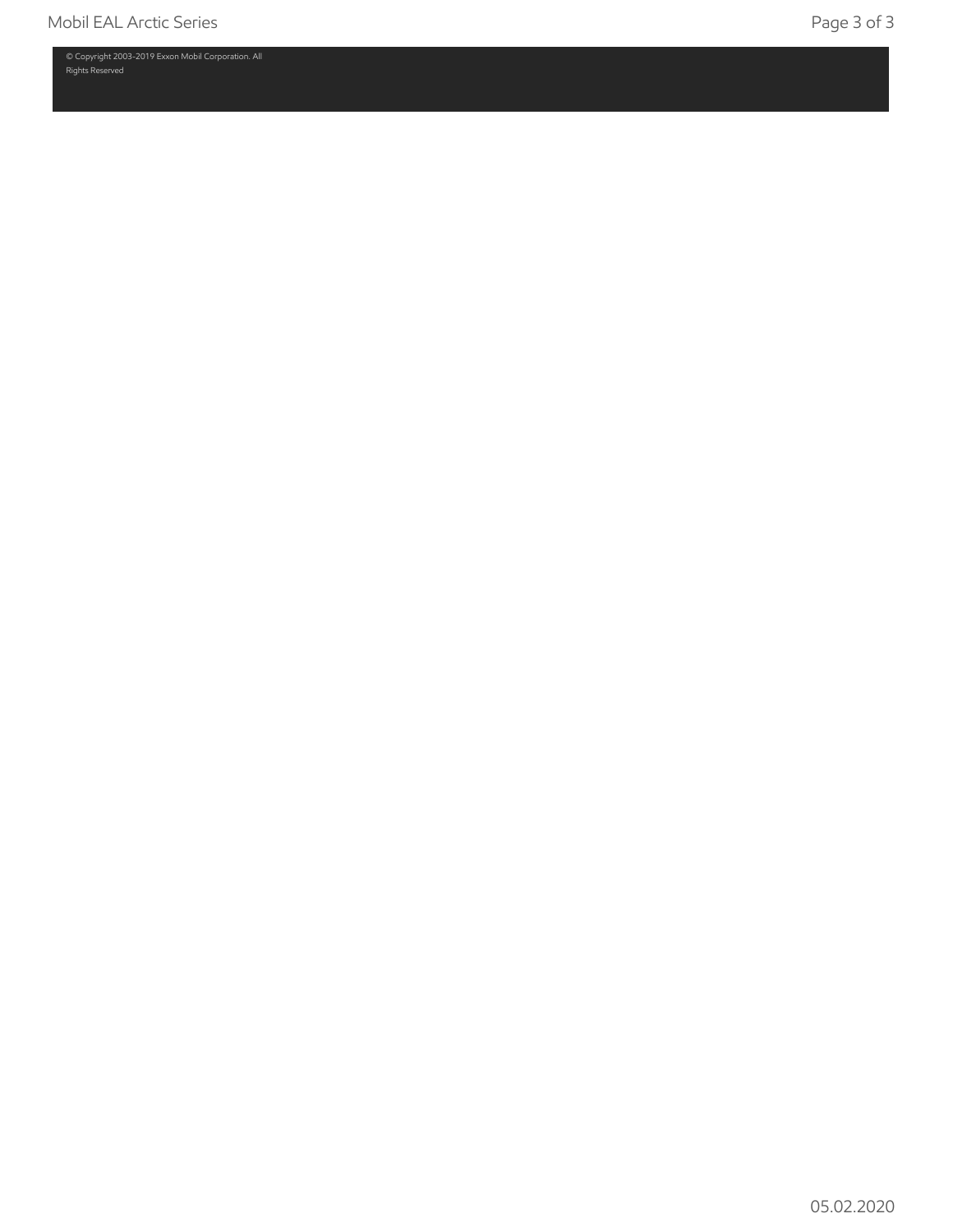© Copyright 2003-2019 Exxon Mobil Corporation. All Rights Reserved